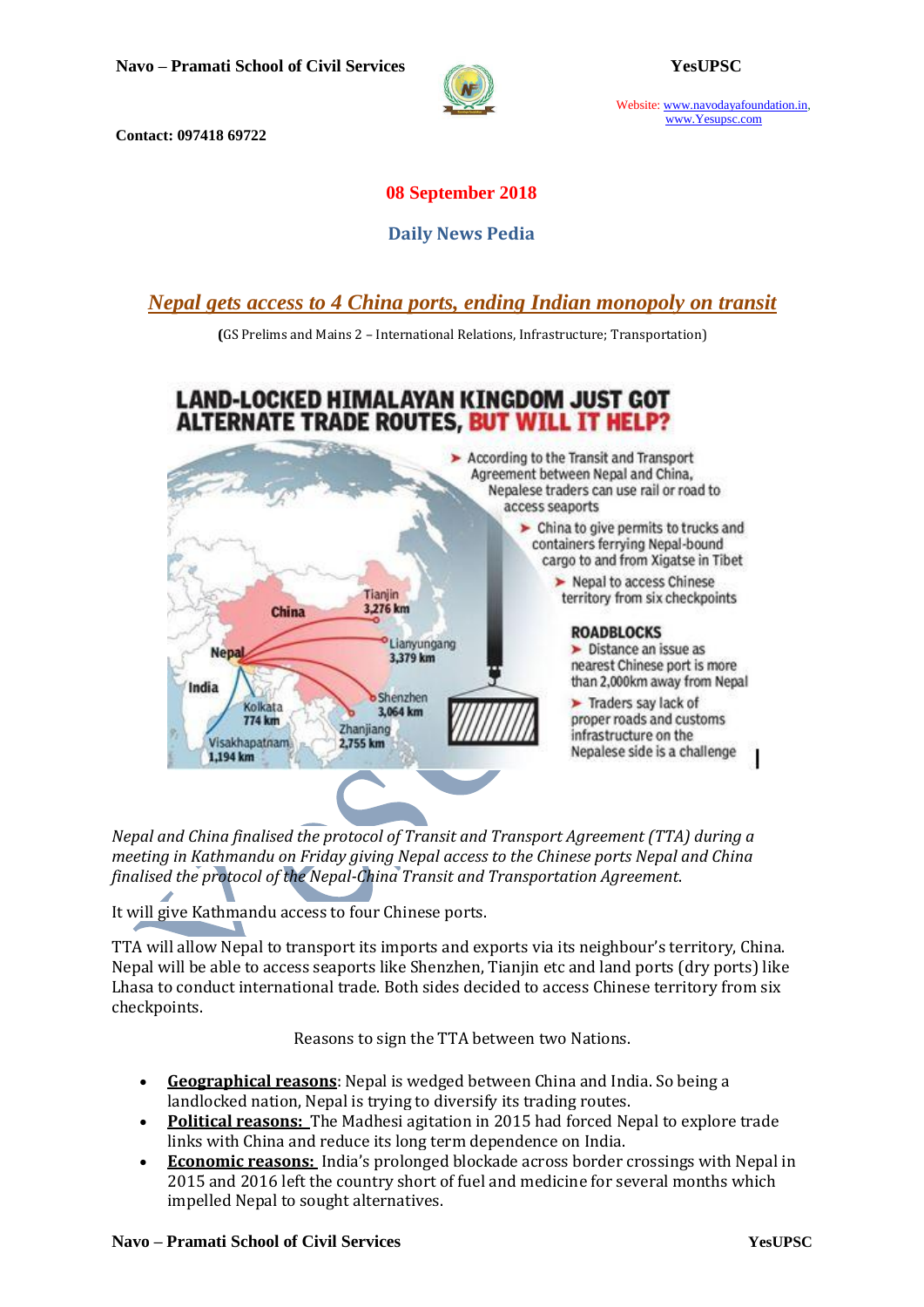Navo – Pramati School of Civil Services

YesUPSC

Website: www.navodayafoundation.in, www.Yesupsc.com

Contact: 097418 69722

**08 September 2018**

**Daily News Pedia**

## *Nepal gets access to 4 China ports, ending Indian monopoly on transit*

(GS Prelims and Mains 2 – International Relations, Infrastructure; Transportation)

*Nepal and China finalised the protocol of Transit and Transport Agreement (TTA) during a meeting in Kathmandu on Friday giving Nepal access to the Chinese ports Nepal and China finalised the protocol of the Nepal-China Transit and Transportation Agreement.*

It will give Kathmandu access to four Chinese ports.

TTA will allow Nepal to transport its imports and exports via its neighbour's territory, China. Nepal will be able to access seaports like Shenzhen, Tianjin etc and land ports (dry ports) like Lhasa to conduct international trade. Both sides decided to access Chinese territory from six checkpoints.

Reasons to sign the TTA between two Nations.

- **Geographical reasons**: Nepal is wedged between China and India. So being a landlocked nation, Nepal is trying to diversify its trading routes.
- **Political reasons:** The Madhesi agitation in 2015 had forced Nepal to explore trade links with China and reduce its long term dependence on India.
- **Economic reasons:** India's prolonged blockade across border crossings with Nepal in 2015 and 2016 left the country short of fuel and medicine for several months which impelled Nepal to sought alternatives.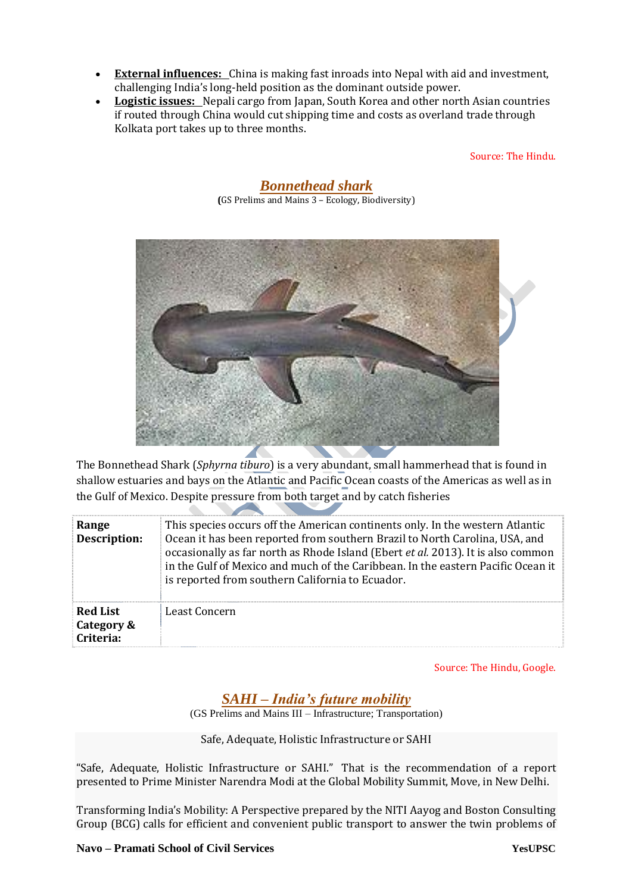- **External influences:** China is making fast inroads into Nepal with aid and investment, challenging India's long-held position as the dominant outside power.
- **Logistic issues:** Nepali cargo from Japan, South Korea and other north Asian countries if routed through China would cut shipping time and costs as overland trade through Kolkata port takes up to three months.

Source: The Hindu.

## Bonnethead shark

(GS Prelims and Mains 3 – Ecology, Biodiversity)

The Bonnethead Shark (*Sphyrna tiburo*) is a very abundant, small hammerhead that is found in shallow estuaries and bays on the Atlantic and Pacific Ocean coasts of the Americas as well as in the Gulf of Mexico. Despite pressure from both target and by catch fisheries

| | |
|---|---|
| **Range Description:** | This species occurs off the American continents only. In the western Atlantic Ocean it has been reported from southern Brazil to North Carolina, USA, and occasionally as far north as Rhode Island (Ebert *et al.* 2013). It is also common in the Gulf of Mexico and much of the Caribbean. In the eastern Pacific Ocean it is reported from southern California to Ecuador. |
| **Red List Category & Criteria:** | Least Concern |

Source: The Hindu, Google.

## SAHI – India's future mobility

(GS Prelims and Mains III – Infrastructure; Transportation)

Safe, Adequate, Holistic Infrastructure or SAHI

"Safe, Adequate, Holistic Infrastructure or SAHI." That is the recommendation of a report presented to Prime Minister Narendra Modi at the Global Mobility Summit, Move, in New Delhi.

Transforming India's Mobility: A Perspective prepared by the NITI Aayog and Boston Consulting Group (BCG) calls for efficient and convenient public transport to answer the twin problems of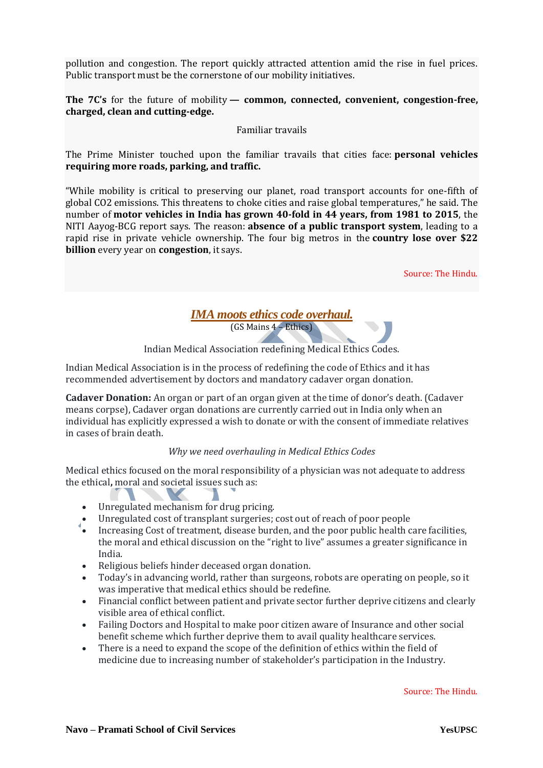pollution and congestion. The report quickly attracted attention amid the rise in fuel prices. Public transport must be the cornerstone of our mobility initiatives.

**The 7C's** for the future of mobility **— common, connected, convenient, congestion-free, charged, clean and cutting-edge.**

Familiar travails

The Prime Minister touched upon the familiar travails that cities face: **personal vehicles requiring more roads, parking, and traffic.**

"While mobility is critical to preserving our planet, road transport accounts for one-fifth of global CO2 emissions. This threatens to choke cities and raise global temperatures," he said. The number of **motor vehicles in India has grown 40-fold in 44 years, from 1981 to 2015**, the NITI Aayog-BCG report says. The reason: **absence of a public transport system**, leading to a rapid rise in private vehicle ownership. The four big metros in the **country lose over $22 billion** every year on **congestion**, it says.

Source: The Hindu.

## *IMA moots ethics code overhaul.*

(GS Mains 4 – Ethics)

Indian Medical Association redefining Medical Ethics Codes.

Indian Medical Association is in the process of redefining the code of Ethics and it has recommended advertisement by doctors and mandatory cadaver organ donation.

**Cadaver Donation:** An organ or part of an organ given at the time of donor's death. (Cadaver means corpse), Cadaver organ donations are currently carried out in India only when an individual has explicitly expressed a wish to donate or with the consent of immediate relatives in cases of brain death.

*Why we need overhauling in Medical Ethics Codes*

Medical ethics focused on the moral responsibility of a physician was not adequate to address the ethical**,** moral and societal issues such as:

- Unregulated mechanism for drug pricing.
- Unregulated cost of transplant surgeries; cost out of reach of poor people
- Increasing Cost of treatment, disease burden, and the poor public health care facilities, the moral and ethical discussion on the "right to live" assumes a greater significance in India.
- Religious beliefs hinder deceased organ donation.
- Today's in advancing world, rather than surgeons, robots are operating on people, so it was imperative that medical ethics should be redefine.
- Financial conflict between patient and private sector further deprive citizens and clearly visible area of ethical conflict.
- Failing Doctors and Hospital to make poor citizen aware of Insurance and other social benefit scheme which further deprive them to avail quality healthcare services.
- There is a need to expand the scope of the definition of ethics within the field of medicine due to increasing number of stakeholder's participation in the Industry.

Source: The Hindu.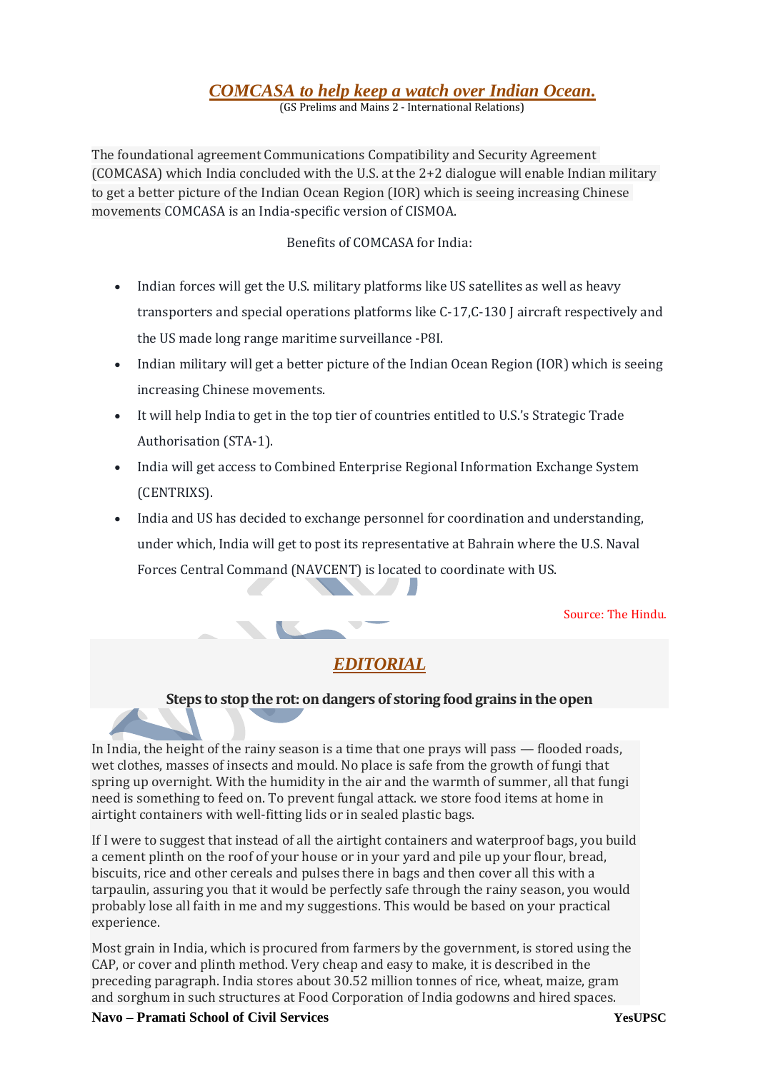## *COMCASA to help keep a watch over Indian Ocean.*

(GS Prelims and Mains 2 - International Relations)

The foundational agreement Communications Compatibility and Security Agreement (COMCASA) which India concluded with the U.S. at the 2+2 dialogue will enable Indian military to get a better picture of the Indian Ocean Region (IOR) which is seeing increasing Chinese movements COMCASA is an India-specific version of CISMOA.

Benefits of COMCASA for India:

- Indian forces will get the U.S. military platforms like US satellites as well as heavy transporters and special operations platforms like C-17,C-130 J aircraft respectively and the US made long range maritime surveillance -P8I.
- Indian military will get a better picture of the Indian Ocean Region (IOR) which is seeing increasing Chinese movements.
- It will help India to get in the top tier of countries entitled to U.S.'s Strategic Trade Authorisation (STA-1).
- India will get access to Combined Enterprise Regional Information Exchange System (CENTRIXS).
- India and US has decided to exchange personnel for coordination and understanding, under which, India will get to post its representative at Bahrain where the U.S. Naval Forces Central Command (NAVCENT) is located to coordinate with US.

Source: The Hindu.

## *EDITORIAL*

### Steps to stop the rot: on dangers of storing food grains in the open

In India, the height of the rainy season is a time that one prays will pass — flooded roads, wet clothes, masses of insects and mould. No place is safe from the growth of fungi that spring up overnight. With the humidity in the air and the warmth of summer, all that fungi need is something to feed on. To prevent fungal attack. we store food items at home in airtight containers with well-fitting lids or in sealed plastic bags.

If I were to suggest that instead of all the airtight containers and waterproof bags, you build a cement plinth on the roof of your house or in your yard and pile up your flour, bread, biscuits, rice and other cereals and pulses there in bags and then cover all this with a tarpaulin, assuring you that it would be perfectly safe through the rainy season, you would probably lose all faith in me and my suggestions. This would be based on your practical experience.

Most grain in India, which is procured from farmers by the government, is stored using the CAP, or cover and plinth method. Very cheap and easy to make, it is described in the preceding paragraph. India stores about 30.52 million tonnes of rice, wheat, maize, gram and sorghum in such structures at Food Corporation of India godowns and hired spaces.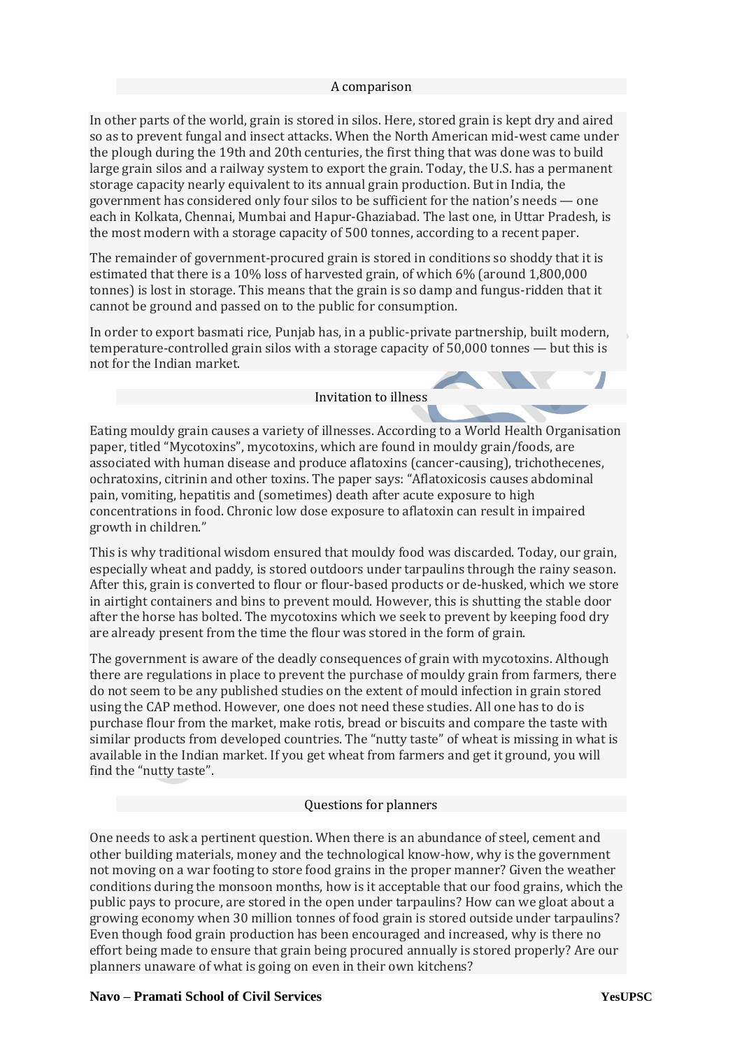### A comparison

In other parts of the world, grain is stored in silos. Here, stored grain is kept dry and aired so as to prevent fungal and insect attacks. When the North American mid-west came under the plough during the 19th and 20th centuries, the first thing that was done was to build large grain silos and a railway system to export the grain. Today, the U.S. has a permanent storage capacity nearly equivalent to its annual grain production. But in India, the government has considered only four silos to be sufficient for the nation's needs — one each in Kolkata, Chennai, Mumbai and Hapur-Ghaziabad. The last one, in Uttar Pradesh, is the most modern with a storage capacity of 500 tonnes, according to a recent paper.

The remainder of government-procured grain is stored in conditions so shoddy that it is estimated that there is a 10% loss of harvested grain, of which 6% (around 1,800,000 tonnes) is lost in storage. This means that the grain is so damp and fungus-ridden that it cannot be ground and passed on to the public for consumption.

In order to export basmati rice, Punjab has, in a public-private partnership, built modern, temperature-controlled grain silos with a storage capacity of 50,000 tonnes — but this is not for the Indian market.

### Invitation to illness

Eating mouldy grain causes a variety of illnesses. According to a World Health Organisation paper, titled "Mycotoxins", mycotoxins, which are found in mouldy grain/foods, are associated with human disease and produce aflatoxins (cancer-causing), trichothecenes, ochratoxins, citrinin and other toxins. The paper says: "Aflatoxicosis causes abdominal pain, vomiting, hepatitis and (sometimes) death after acute exposure to high concentrations in food. Chronic low dose exposure to aflatoxin can result in impaired growth in children."

This is why traditional wisdom ensured that mouldy food was discarded. Today, our grain, especially wheat and paddy, is stored outdoors under tarpaulins through the rainy season. After this, grain is converted to flour or flour-based products or de-husked, which we store in airtight containers and bins to prevent mould. However, this is shutting the stable door after the horse has bolted. The mycotoxins which we seek to prevent by keeping food dry are already present from the time the flour was stored in the form of grain.

The government is aware of the deadly consequences of grain with mycotoxins. Although there are regulations in place to prevent the purchase of mouldy grain from farmers, there do not seem to be any published studies on the extent of mould infection in grain stored using the CAP method. However, one does not need these studies. All one has to do is purchase flour from the market, make rotis, bread or biscuits and compare the taste with similar products from developed countries. The "nutty taste" of wheat is missing in what is available in the Indian market. If you get wheat from farmers and get it ground, you will find the "nutty taste".

### Questions for planners

One needs to ask a pertinent question. When there is an abundance of steel, cement and other building materials, money and the technological know-how, why is the government not moving on a war footing to store food grains in the proper manner? Given the weather conditions during the monsoon months, how is it acceptable that our food grains, which the public pays to procure, are stored in the open under tarpaulins? How can we gloat about a growing economy when 30 million tonnes of food grain is stored outside under tarpaulins? Even though food grain production has been encouraged and increased, why is there no effort being made to ensure that grain being procured annually is stored properly? Are our planners unaware of what is going on even in their own kitchens?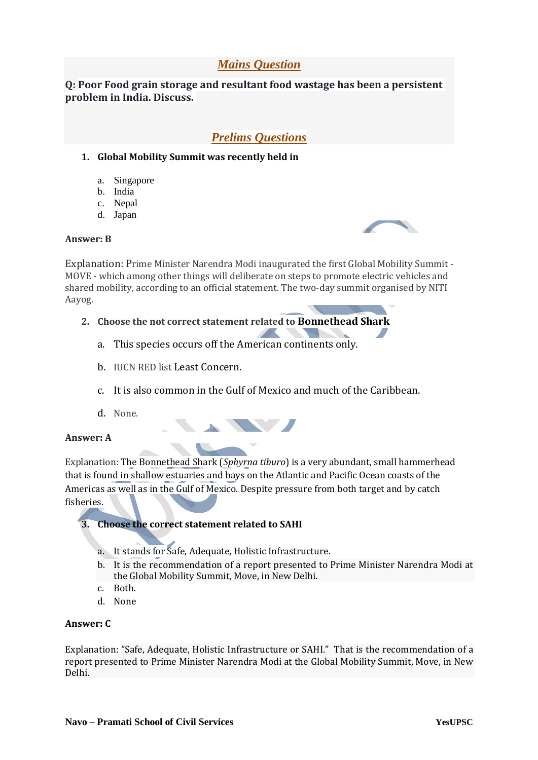## ***Mains Question***

**Q: Poor Food grain storage and resultant food wastage has been a persistent problem in India. Discuss.**

## ***Prelims Questions***

1. **Global Mobility Summit was recently held in**

   a. Singapore
   b. India
   c. Nepal
   d. Japan

**Answer: B**

Explanation: Prime Minister Narendra Modi inaugurated the first Global Mobility Summit - MOVE - which among other things will deliberate on steps to promote electric vehicles and shared mobility, according to an official statement. The two-day summit organised by NITI Aayog.

2. **Choose the not correct statement related to Bonnethead Shark**

   a. This species occurs off the American continents only.
   b. IUCN RED list Least Concern.
   c. It is also common in the Gulf of Mexico and much of the Caribbean.
   d. None.

**Answer: A**

Explanation: The Bonnethead Shark (*Sphyrna tiburo*) is a very abundant, small hammerhead that is found in shallow estuaries and bays on the Atlantic and Pacific Ocean coasts of the Americas as well as in the Gulf of Mexico. Despite pressure from both target and by catch fisheries.

3. **Choose the correct statement related to SAHI**

   a. It stands for Safe, Adequate, Holistic Infrastructure.
   b. It is the recommendation of a report presented to Prime Minister Narendra Modi at the Global Mobility Summit, Move, in New Delhi.
   c. Both.
   d. None

**Answer: C**

Explanation: "Safe, Adequate, Holistic Infrastructure or SAHI." That is the recommendation of a report presented to Prime Minister Narendra Modi at the Global Mobility Summit, Move, in New Delhi.